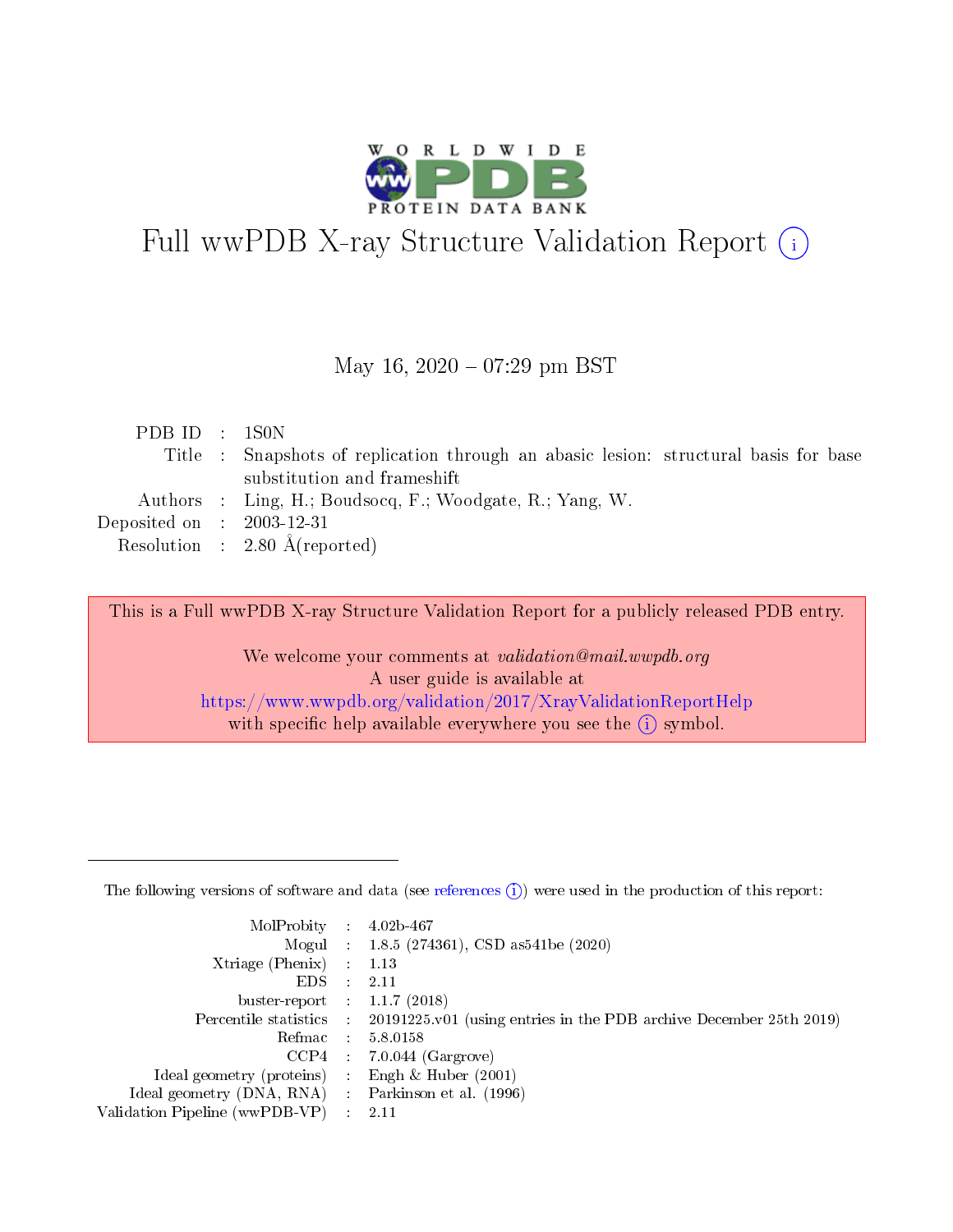# Full wwPDB X-ray Structure Validation Report

May 16, 2020 – 07:29 pm BST

| | | |
|---|---|---|
| PDB ID | : | 1S0N |
| Title | : | Snapshots of replication through an abasic lesion: structural basis for base substitution and frameshift |
| Authors | : | Ling, H.; Boudsocq, F.; Woodgate, R.; Yang, W. |
| Deposited on | : | 2003-12-31 |
| Resolution | : | 2.80 Å(reported) |

This is a Full wwPDB X-ray Structure Validation Report for a publicly released PDB entry.

We welcome your comments at *validation@mail.wwpdb.org*
A user guide is available at
https://www.wwpdb.org/validation/2017/XrayValidationReportHelp
with specific help available everywhere you see the (i) symbol.

---

The following versions of software and data (see references (i)) were used in the production of this report:

| | | |
|---|---|---|
| MolProbity | : | 4.02b-467 |
| Mogul | : | 1.8.5 (274361), CSD as541be (2020) |
| Xtriage (Phenix) | : | 1.13 |
| EDS | : | 2.11 |
| buster-report | : | 1.1.7 (2018) |
| Percentile statistics | : | 20191225.v01 (using entries in the PDB archive December 25th 2019) |
| Refmac | : | 5.8.0158 |
| CCP4 | : | 7.0.044 (Gargrove) |
| Ideal geometry (proteins) | : | Engh & Huber (2001) |
| Ideal geometry (DNA, RNA) | : | Parkinson et al. (1996) |
| Validation Pipeline (wwPDB-VP) | : | 2.11 |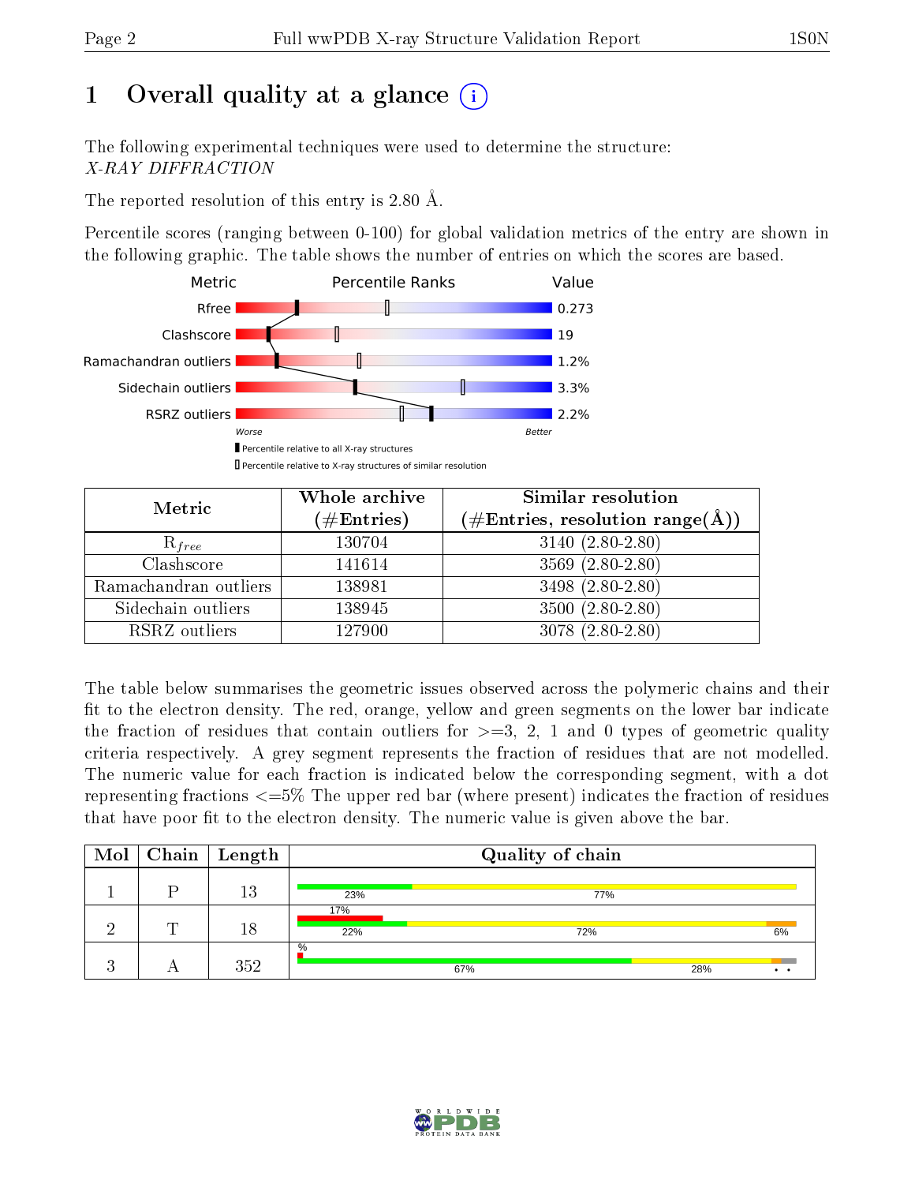# 1 Overall quality at a glance

The following experimental techniques were used to determine the structure:
*X-RAY DIFFRACTION*

The reported resolution of this entry is 2.80 Å.

Percentile scores (ranging between 0-100) for global validation metrics of the entry are shown in the following graphic. The table shows the number of entries on which the scores are based.

| Metric | Value |
|---|---|
| Rfree | 0.273 |
| Clashscore | 19 |
| Ramachandran outliers | 1.2% |
| Sidechain outliers | 3.3% |
| RSRZ outliers | 2.2% |

| Metric | Whole archive (#Entries) | Similar resolution (#Entries, resolution range(Å)) |
|---|---|---|
| $R_{free}$ | 130704 | 3140 (2.80-2.80) |
| Clashscore | 141614 | 3569 (2.80-2.80) |
| Ramachandran outliers | 138981 | 3498 (2.80-2.80) |
| Sidechain outliers | 138945 | 3500 (2.80-2.80) |
| RSRZ outliers | 127900 | 3078 (2.80-2.80) |

The table below summarises the geometric issues observed across the polymeric chains and their fit to the electron density. The red, orange, yellow and green segments on the lower bar indicate the fraction of residues that contain outliers for >=3, 2, 1 and 0 types of geometric quality criteria respectively. A grey segment represents the fraction of residues that are not modelled. The numeric value for each fraction is indicated below the corresponding segment, with a dot representing fractions <=5% The upper red bar (where present) indicates the fraction of residues that have poor fit to the electron density. The numeric value is given above the bar.

| Mol | Chain | Length | Quality of chain |
|---|---|---|---|
| 1 | P | 13 | 23% / 77% |
| 2 | T | 18 | 17% (poor fit); 22% / 72% / 6% |
| 3 | A | 352 | % (poor fit); 67% / 28% / • • |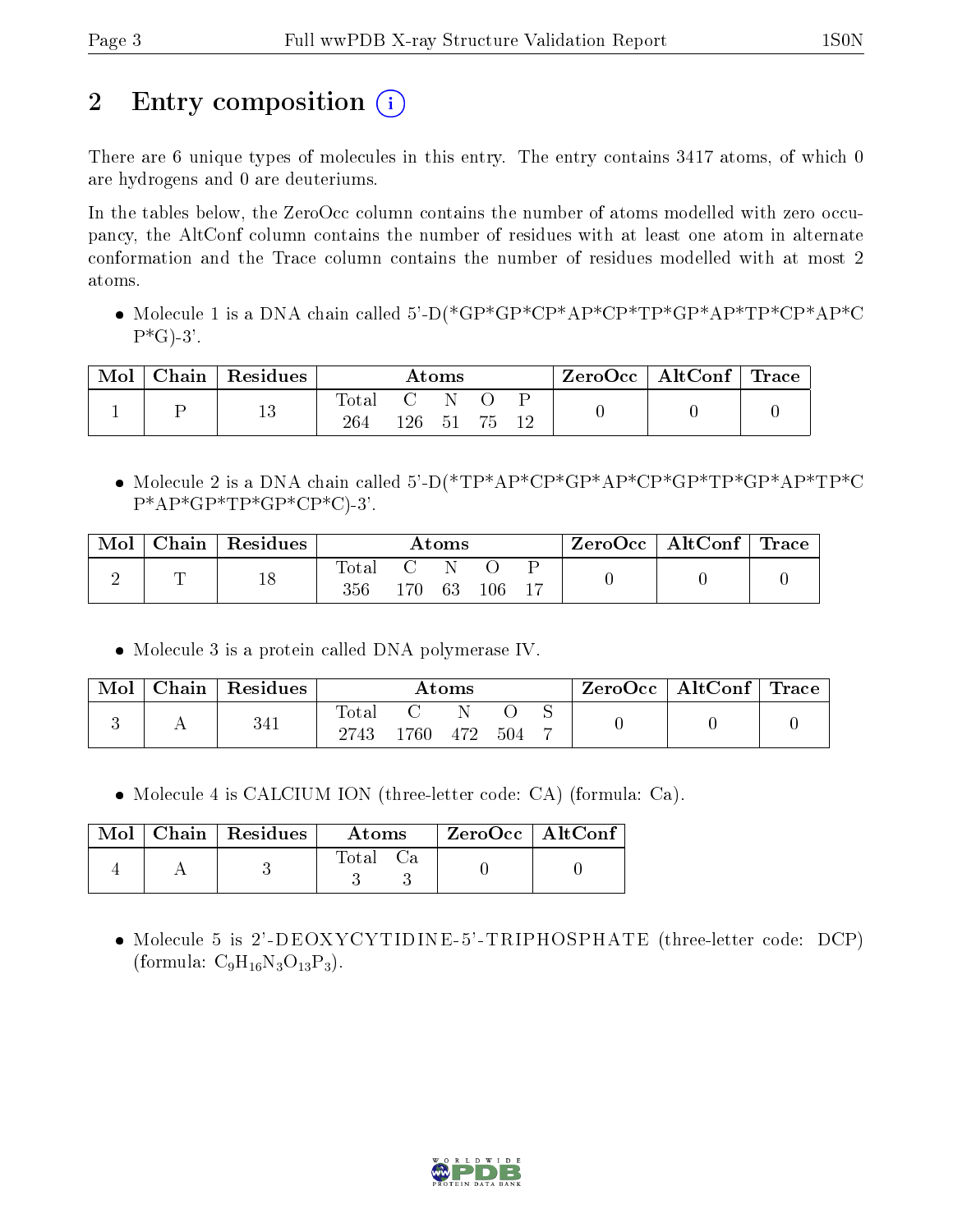# 2 Entry composition (i)

There are 6 unique types of molecules in this entry. The entry contains 3417 atoms, of which 0 are hydrogens and 0 are deuteriums.

In the tables below, the ZeroOcc column contains the number of atoms modelled with zero occupancy, the AltConf column contains the number of residues with at least one atom in alternate conformation and the Trace column contains the number of residues modelled with at most 2 atoms.

- Molecule 1 is a DNA chain called 5'-D(*GP*GP*CP*AP*CP*TP*GP*AP*TP*CP*AP*CP*G)-3'.

| Mol | Chain | Residues | Atoms | | | | | ZeroOcc | AltConf | Trace |
|---|---|---|---|---|---|---|---|---|---|---|
| 1 | P | 13 | Total | C | N | O | P | 0 | 0 | 0 |
| | | | 264 | 126 | 51 | 75 | 12 | | | |

- Molecule 2 is a DNA chain called 5'-D(*TP*AP*CP*GP*AP*CP*GP*TP*GP*AP*TP*CP*AP*GP*TP*GP*CP*C)-3'.

| Mol | Chain | Residues | Atoms | | | | | ZeroOcc | AltConf | Trace |
|---|---|---|---|---|---|---|---|---|---|---|
| 2 | T | 18 | Total | C | N | O | P | 0 | 0 | 0 |
| | | | 356 | 170 | 63 | 106 | 17 | | | |

- Molecule 3 is a protein called DNA polymerase IV.

| Mol | Chain | Residues | Atoms | | | | | ZeroOcc | AltConf | Trace |
|---|---|---|---|---|---|---|---|---|---|---|
| 3 | A | 341 | Total | C | N | O | S | 0 | 0 | 0 |
| | | | 2743 | 1760 | 472 | 504 | 7 | | | |

- Molecule 4 is CALCIUM ION (three-letter code: CA) (formula: Ca).

| Mol | Chain | Residues | Atoms | | ZeroOcc | AltConf |
|---|---|---|---|---|---|---|
| 4 | A | 3 | Total | Ca | 0 | 0 |
| | | | 3 | 3 | | |

- Molecule 5 is 2'-DEOXYCYTIDINE-5'-TRIPHOSPHATE (three-letter code: DCP) (formula: $C_9H_{16}N_3O_{13}P_3$).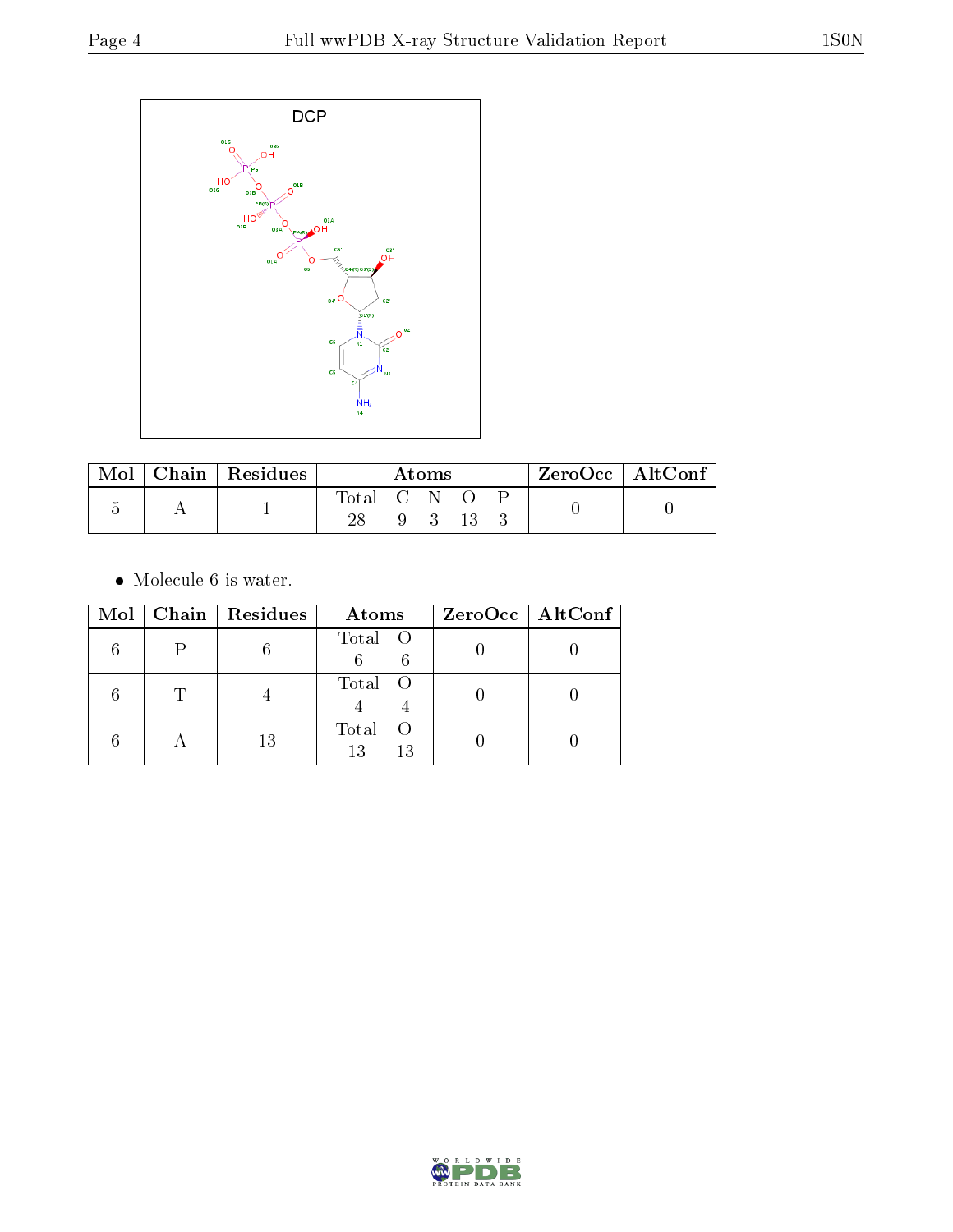| Mol | Chain | Residues | Atoms | | | | | ZeroOcc | AltConf |
|---|---|---|---|---|---|---|---|---|---|
| | | | Total | C | N | O | P | | |
| 5 | A | 1 | 28 | 9 | 3 | 13 | 3 | 0 | 0 |

- Molecule 6 is water.

| Mol | Chain | Residues | Atoms | | ZeroOcc | AltConf |
|---|---|---|---|---|---|---|
| | | | Total | O | | |
| 6 | P | 6 | 6 | 6 | 0 | 0 |
| 6 | T | 4 | 4 | 4 | 0 | 0 |
| 6 | A | 13 | 13 | 13 | 0 | 0 |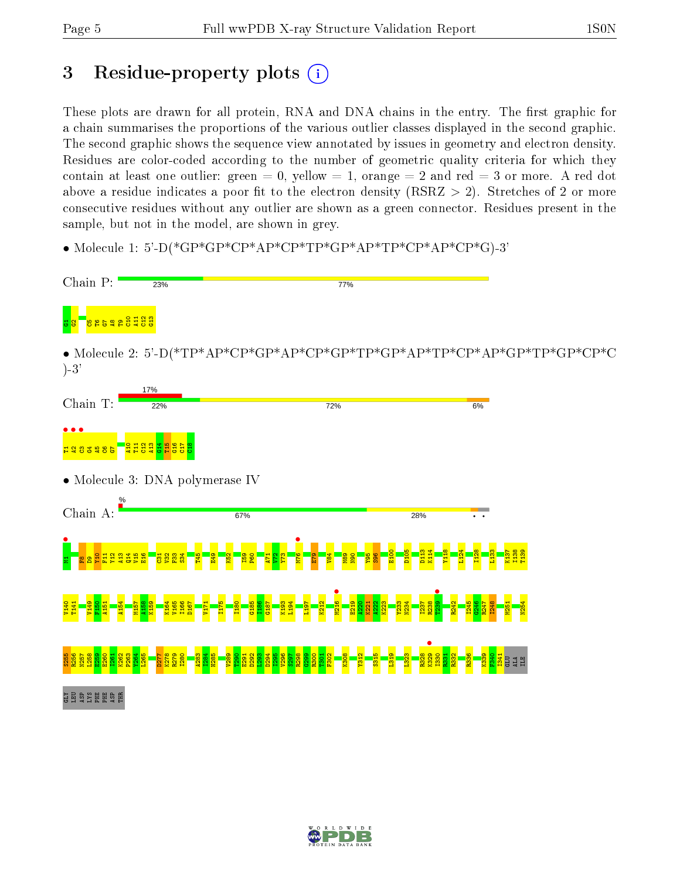# 3 Residue-property plots (i)

These plots are drawn for all protein, RNA and DNA chains in the entry. The first graphic for a chain summarises the proportions of the various outlier classes displayed in the second graphic. The second graphic shows the sequence view annotated by issues in geometry and electron density. Residues are color-coded according to the number of geometric quality criteria for which they contain at least one outlier: green = 0, yellow = 1, orange = 2 and red = 3 or more. A red dot above a residue indicates a poor fit to the electron density (RSRZ > 2). Stretches of 2 or more consecutive residues without any outlier are shown as a green connector. Residues present in the sample, but not in the model, are shown in grey.

- Molecule 1: 5'-D(*GP*GP*CP*AP*CP*TP*GP*AP*TP*CP*AP*CP*G)-3'

Chain P: 23% 77%

G1 G2 C5 T6 G7 A8 T9 C10 A11 C12 G13

- Molecule 2: 5'-D(*TP*AP*CP*GP*AP*CP*GP*TP*GP*AP*TP*CP*AP*GP*TP*GP*CP*C)-3'

Chain T: 17% 22% 72% 6%

T1 A2 C3 G4 A5 C6 G7 A10 T11 C12 A13 G14 T15 G16 C17 C18

- Molecule 3: DNA polymerase IV

Chain A: % 67% 28%

M1 F8 D9 Y10 F11 Y12 A13 Q14 V15 E16 C31 V32 F33 S34 T45 E49 K52 I59 P60 A71 V72 V73 M76 E79 V84 N89 N90 Y95 S96 E100 D105 D113 K114 Y118 L124 I128 L133 K137 I138 T139 V140 T141 V149 F150 A151 A154 M157 A158 K159 K164 V165 I166 D167 V171 I175 I180 G185 I186 G187 K193 L194 L197 K212 M216 E219 A220 K221 K222 K223 Y233 N234 I237 R238 T239 R242 I245 Q246 R247 I248 M251 N254 S255 R256 N257 L258 E259 E260 I261 K262 P263 V264 L265 D277 K278 R279 I280 A283 L284 H285 V289 T290 E291 D292 L293 D294 I295 V296 S297 R298 G299 R300 T301 F302 K308 Y312 S315 L319 L323 R328 K329 I330 R331 R332 R336 K339 F340 I341 GLU ALA ILE GLY LEU ASP LYS PHE PHE ASP THR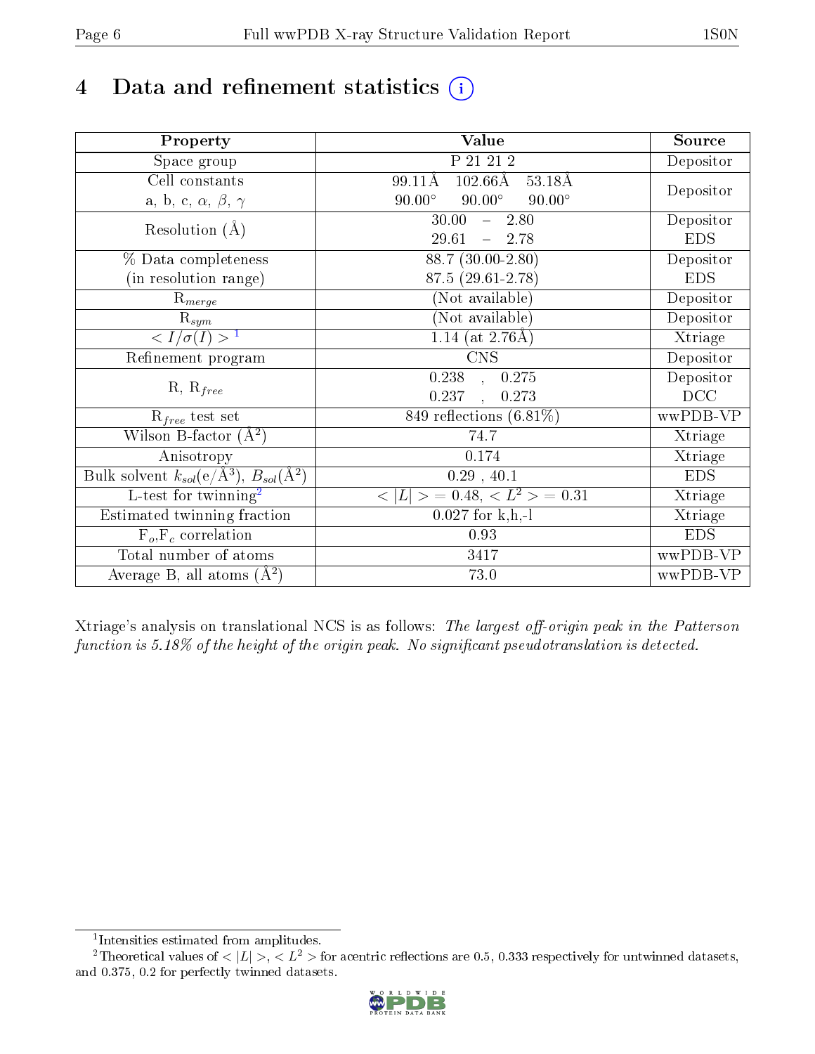# 4 Data and refinement statistics

| Property | Value | Source |
|---|---|---|
| Space group | P 21 21 2 | Depositor |
| Cell constants<br>a, b, c, $\alpha$, $\beta$, $\gamma$ | 99.11Å 102.66Å 53.18Å<br>90.00° 90.00° 90.00° | Depositor |
| Resolution (Å) | 30.00 – 2.80<br>29.61 – 2.78 | Depositor<br>EDS |
| % Data completeness<br>(in resolution range) | 88.7 (30.00-2.80)<br>87.5 (29.61-2.78) | Depositor<br>EDS |
| $R_{merge}$ | (Not available) | Depositor |
| $R_{sym}$ | (Not available) | Depositor |
| $< I/\sigma(I) >$ [1] | 1.14 (at 2.76Å) | Xtriage |
| Refinement program | CNS | Depositor |
| R, $R_{free}$ | 0.238 , 0.275<br>0.237 , 0.273 | Depositor<br>DCC |
| $R_{free}$ test set | 849 reflections (6.81%) | wwPDB-VP |
| Wilson B-factor (Å$^2$) | 74.7 | Xtriage |
| Anisotropy | 0.174 | Xtriage |
| Bulk solvent $k_{sol}$(e/Å$^3$), $B_{sol}$(Å$^2$) | 0.29 , 40.1 | EDS |
| L-test for twinning[2] | $< \vert L \vert > = 0.48$, $< L^2 > = 0.31$ | Xtriage |
| Estimated twinning fraction | 0.027 for k,h,-l | Xtriage |
| $F_o$,$F_c$ correlation | 0.93 | EDS |
| Total number of atoms | 3417 | wwPDB-VP |
| Average B, all atoms (Å$^2$) | 73.0 | wwPDB-VP |

Xtriage's analysis on translational NCS is as follows: *The largest off-origin peak in the Patterson function is 5.18% of the height of the origin peak. No significant pseudotranslation is detected.*

[1] Intensities estimated from amplitudes.

[2] Theoretical values of $< |L| >$, $< L^2 >$ for acentric reflections are 0.5, 0.333 respectively for untwinned datasets, and 0.375, 0.2 for perfectly twinned datasets.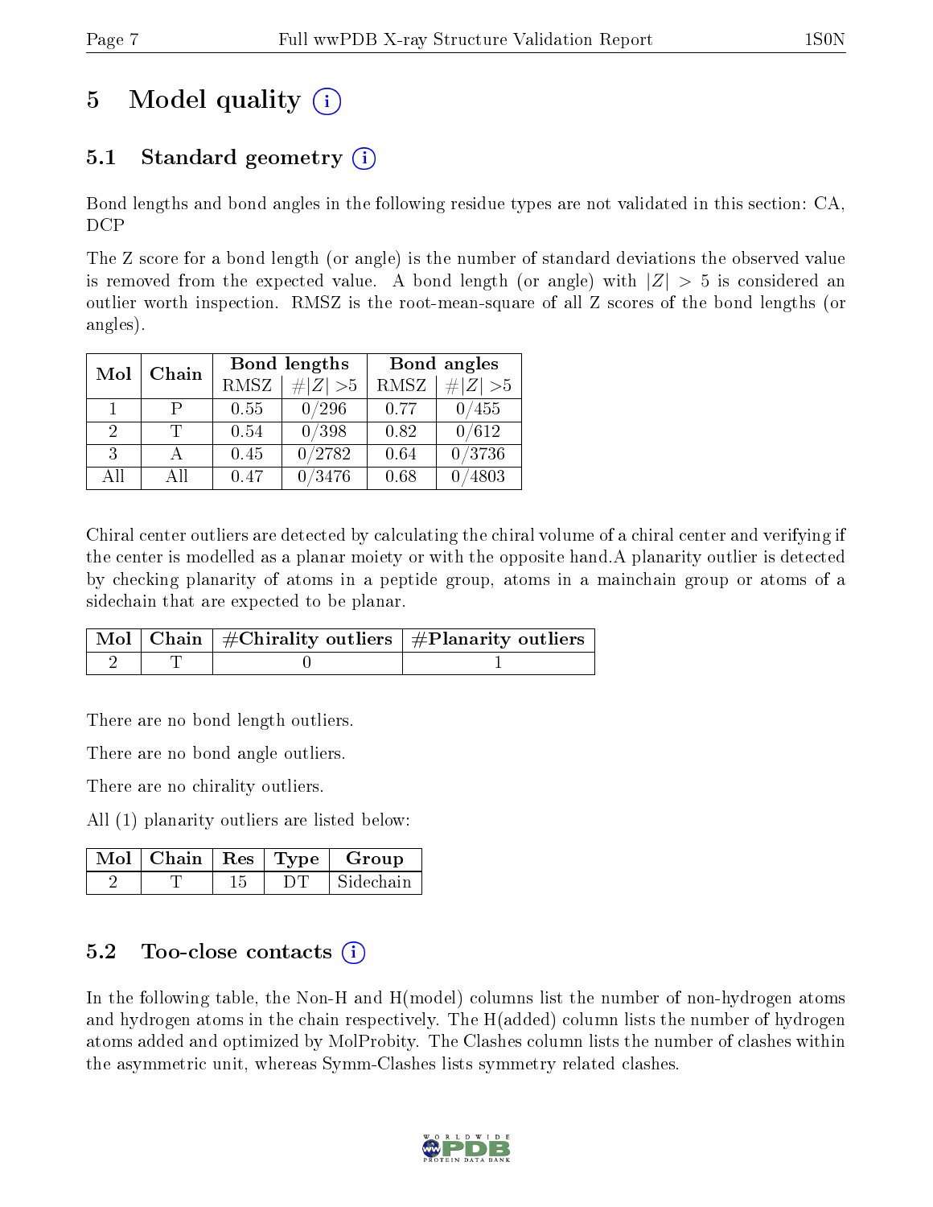# 5 Model quality

## 5.1 Standard geometry

Bond lengths and bond angles in the following residue types are not validated in this section: CA, DCP

The Z score for a bond length (or angle) is the number of standard deviations the observed value is removed from the expected value. A bond length (or angle) with $|Z| > 5$ is considered an outlier worth inspection. RMSZ is the root-mean-square of all Z scores of the bond lengths (or angles).

| Mol | Chain | Bond lengths | | Bond angles | |
|---|---|---|---|---|---|
| | | RMSZ | $\#\|Z\| > 5$ | RMSZ | $\#\|Z\| > 5$ |
| 1 | P | 0.55 | 0/296 | 0.77 | 0/455 |
| 2 | T | 0.54 | 0/398 | 0.82 | 0/612 |
| 3 | A | 0.45 | 0/2782 | 0.64 | 0/3736 |
| All | All | 0.47 | 0/3476 | 0.68 | 0/4803 |

Chiral center outliers are detected by calculating the chiral volume of a chiral center and verifying if the center is modelled as a planar moiety or with the opposite hand.A planarity outlier is detected by checking planarity of atoms in a peptide group, atoms in a mainchain group or atoms of a sidechain that are expected to be planar.

| Mol | Chain | #Chirality outliers | #Planarity outliers |
|---|---|---|---|
| 2 | T | 0 | 1 |

There are no bond length outliers.

There are no bond angle outliers.

There are no chirality outliers.

All (1) planarity outliers are listed below:

| Mol | Chain | Res | Type | Group |
|---|---|---|---|---|
| 2 | T | 15 | DT | Sidechain |

## 5.2 Too-close contacts

In the following table, the Non-H and H(model) columns list the number of non-hydrogen atoms and hydrogen atoms in the chain respectively. The H(added) column lists the number of hydrogen atoms added and optimized by MolProbity. The Clashes column lists the number of clashes within the asymmetric unit, whereas Symm-Clashes lists symmetry related clashes.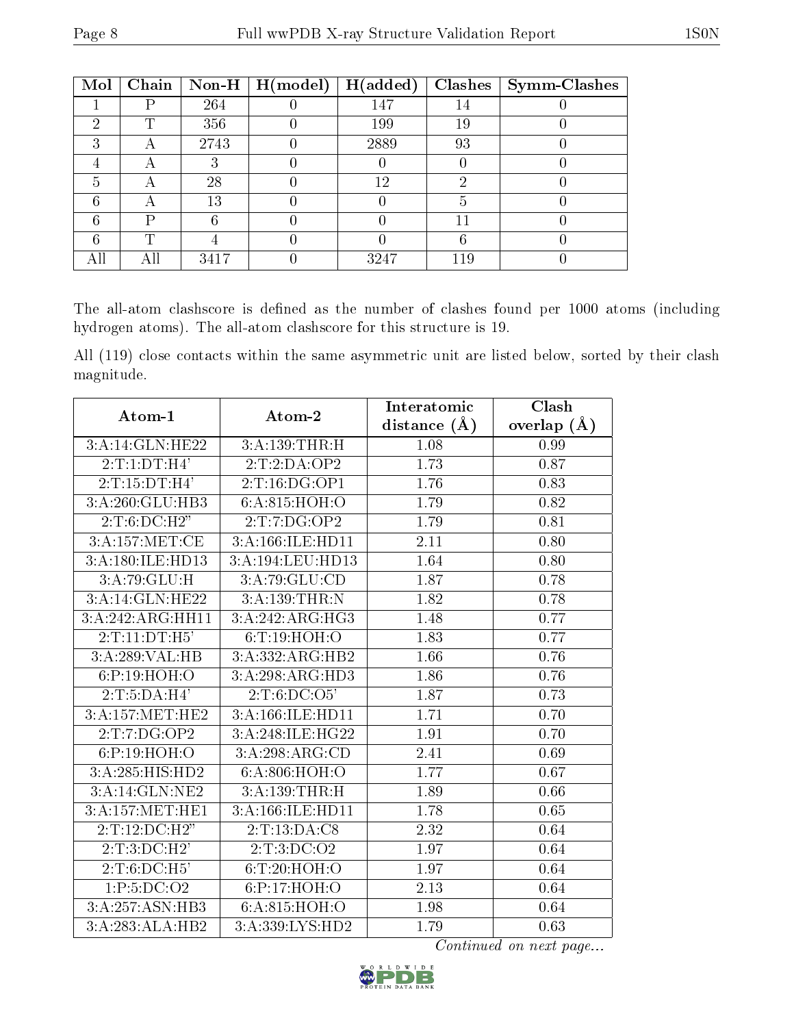| Mol | Chain | Non-H | H(model) | H(added) | Clashes | Symm-Clashes |
|---|---|---|---|---|---|---|
| 1 | P | 264 | 0 | 147 | 14 | 0 |
| 2 | T | 356 | 0 | 199 | 19 | 0 |
| 3 | A | 2743 | 0 | 2889 | 93 | 0 |
| 4 | A | 3 | 0 | 0 | 0 | 0 |
| 5 | A | 28 | 0 | 12 | 2 | 0 |
| 6 | A | 13 | 0 | 0 | 5 | 0 |
| 6 | P | 6 | 0 | 0 | 11 | 0 |
| 6 | T | 4 | 0 | 0 | 6 | 0 |
| All | All | 3417 | 0 | 3247 | 119 | 0 |

The all-atom clashscore is defined as the number of clashes found per 1000 atoms (including hydrogen atoms). The all-atom clashscore for this structure is 19.

All (119) close contacts within the same asymmetric unit are listed below, sorted by their clash magnitude.

| Atom-1 | Atom-2 | Interatomic distance (Å) | Clash overlap (Å) |
|---|---|---|---|
| 3:A:14:GLN:HE22 | 3:A:139:THR:H | 1.08 | 0.99 |
| 2:T:1:DT:H4' | 2:T:2:DA:OP2 | 1.73 | 0.87 |
| 2:T:15:DT:H4' | 2:T:16:DG:OP1 | 1.76 | 0.83 |
| 3:A:260:GLU:HB3 | 6:A:815:HOH:O | 1.79 | 0.82 |
| 2:T:6:DC:H2" | 2:T:7:DG:OP2 | 1.79 | 0.81 |
| 3:A:157:MET:CE | 3:A:166:ILE:HD11 | 2.11 | 0.80 |
| 3:A:180:ILE:HD13 | 3:A:194:LEU:HD13 | 1.64 | 0.80 |
| 3:A:79:GLU:H | 3:A:79:GLU:CD | 1.87 | 0.78 |
| 3:A:14:GLN:HE22 | 3:A:139:THR:N | 1.82 | 0.78 |
| 3:A:242:ARG:HH11 | 3:A:242:ARG:HG3 | 1.48 | 0.77 |
| 2:T:11:DT:H5' | 6:T:19:HOH:O | 1.83 | 0.77 |
| 3:A:289:VAL:HB | 3:A:332:ARG:HB2 | 1.66 | 0.76 |
| 6:P:19:HOH:O | 3:A:298:ARG:HD3 | 1.86 | 0.76 |
| 2:T:5:DA:H4' | 2:T:6:DC:O5' | 1.87 | 0.73 |
| 3:A:157:MET:HE2 | 3:A:166:ILE:HD11 | 1.71 | 0.70 |
| 2:T:7:DG:OP2 | 3:A:248:ILE:HG22 | 1.91 | 0.70 |
| 6:P:19:HOH:O | 3:A:298:ARG:CD | 2.41 | 0.69 |
| 3:A:285:HIS:HD2 | 6:A:806:HOH:O | 1.77 | 0.67 |
| 3:A:14:GLN:NE2 | 3:A:139:THR:H | 1.89 | 0.66 |
| 3:A:157:MET:HE1 | 3:A:166:ILE:HD11 | 1.78 | 0.65 |
| 2:T:12:DC:H2" | 2:T:13:DA:C8 | 2.32 | 0.64 |
| 2:T:3:DC:H2' | 2:T:3:DC:O2 | 1.97 | 0.64 |
| 2:T:6:DC:H5' | 6:T:20:HOH:O | 1.97 | 0.64 |
| 1:P:5:DC:O2 | 6:P:17:HOH:O | 2.13 | 0.64 |
| 3:A:257:ASN:HB3 | 6:A:815:HOH:O | 1.98 | 0.64 |
| 3:A:283:ALA:HB2 | 3:A:339:LYS:HD2 | 1.79 | 0.63 |

*Continued on next page...*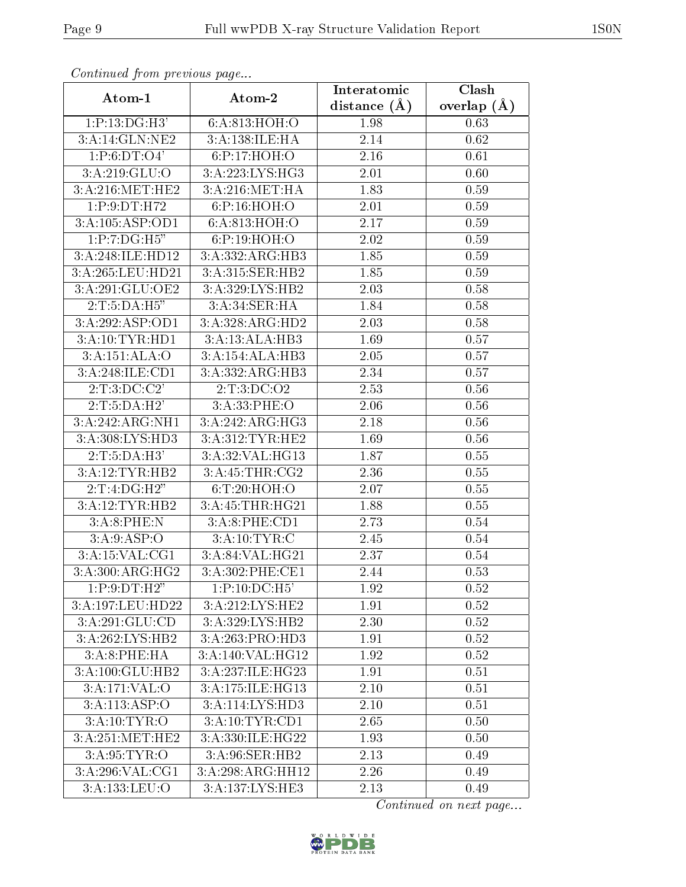*Continued from previous page...*

| Atom-1 | Atom-2 | Interatomic distance (Å) | Clash overlap (Å) |
|---|---|---|---|
| 1:P:13:DG:H3' | 6:A:813:HOH:O | 1.98 | 0.63 |
| 3:A:14:GLN:NE2 | 3:A:138:ILE:HA | 2.14 | 0.62 |
| 1:P:6:DT:O4' | 6:P:17:HOH:O | 2.16 | 0.61 |
| 3:A:219:GLU:O | 3:A:223:LYS:HG3 | 2.01 | 0.60 |
| 3:A:216:MET:HE2 | 3:A:216:MET:HA | 1.83 | 0.59 |
| 1:P:9:DT:H72 | 6:P:16:HOH:O | 2.01 | 0.59 |
| 3:A:105:ASP:OD1 | 6:A:813:HOH:O | 2.17 | 0.59 |
| 1:P:7:DG:H5" | 6:P:19:HOH:O | 2.02 | 0.59 |
| 3:A:248:ILE:HD12 | 3:A:332:ARG:HB3 | 1.85 | 0.59 |
| 3:A:265:LEU:HD21 | 3:A:315:SER:HB2 | 1.85 | 0.59 |
| 3:A:291:GLU:OE2 | 3:A:329:LYS:HB2 | 2.03 | 0.58 |
| 2:T:5:DA:H5" | 3:A:34:SER:HA | 1.84 | 0.58 |
| 3:A:292:ASP:OD1 | 3:A:328:ARG:HD2 | 2.03 | 0.58 |
| 3:A:10:TYR:HD1 | 3:A:13:ALA:HB3 | 1.69 | 0.57 |
| 3:A:151:ALA:O | 3:A:154:ALA:HB3 | 2.05 | 0.57 |
| 3:A:248:ILE:CD1 | 3:A:332:ARG:HB3 | 2.34 | 0.57 |
| 2:T:3:DC:C2' | 2:T:3:DC:O2 | 2.53 | 0.56 |
| 2:T:5:DA:H2' | 3:A:33:PHE:O | 2.06 | 0.56 |
| 3:A:242:ARG:NH1 | 3:A:242:ARG:HG3 | 2.18 | 0.56 |
| 3:A:308:LYS:HD3 | 3:A:312:TYR:HE2 | 1.69 | 0.56 |
| 2:T:5:DA:H3' | 3:A:32:VAL:HG13 | 1.87 | 0.55 |
| 3:A:12:TYR:HB2 | 3:A:45:THR:CG2 | 2.36 | 0.55 |
| 2:T:4:DG:H2" | 6:T:20:HOH:O | 2.07 | 0.55 |
| 3:A:12:TYR:HB2 | 3:A:45:THR:HG21 | 1.88 | 0.55 |
| 3:A:8:PHE:N | 3:A:8:PHE:CD1 | 2.73 | 0.54 |
| 3:A:9:ASP:O | 3:A:10:TYR:C | 2.45 | 0.54 |
| 3:A:15:VAL:CG1 | 3:A:84:VAL:HG21 | 2.37 | 0.54 |
| 3:A:300:ARG:HG2 | 3:A:302:PHE:CE1 | 2.44 | 0.53 |
| 1:P:9:DT:H2" | 1:P:10:DC:H5' | 1.92 | 0.52 |
| 3:A:197:LEU:HD22 | 3:A:212:LYS:HE2 | 1.91 | 0.52 |
| 3:A:291:GLU:CD | 3:A:329:LYS:HB2 | 2.30 | 0.52 |
| 3:A:262:LYS:HB2 | 3:A:263:PRO:HD3 | 1.91 | 0.52 |
| 3:A:8:PHE:HA | 3:A:140:VAL:HG12 | 1.92 | 0.52 |
| 3:A:100:GLU:HB2 | 3:A:237:ILE:HG23 | 1.91 | 0.51 |
| 3:A:171:VAL:O | 3:A:175:ILE:HG13 | 2.10 | 0.51 |
| 3:A:113:ASP:O | 3:A:114:LYS:HD3 | 2.10 | 0.51 |
| 3:A:10:TYR:O | 3:A:10:TYR:CD1 | 2.65 | 0.50 |
| 3:A:251:MET:HE2 | 3:A:330:ILE:HG22 | 1.93 | 0.50 |
| 3:A:95:TYR:O | 3:A:96:SER:HB2 | 2.13 | 0.49 |
| 3:A:296:VAL:CG1 | 3:A:298:ARG:HH12 | 2.26 | 0.49 |
| 3:A:133:LEU:O | 3:A:137:LYS:HE3 | 2.13 | 0.49 |

*Continued on next page...*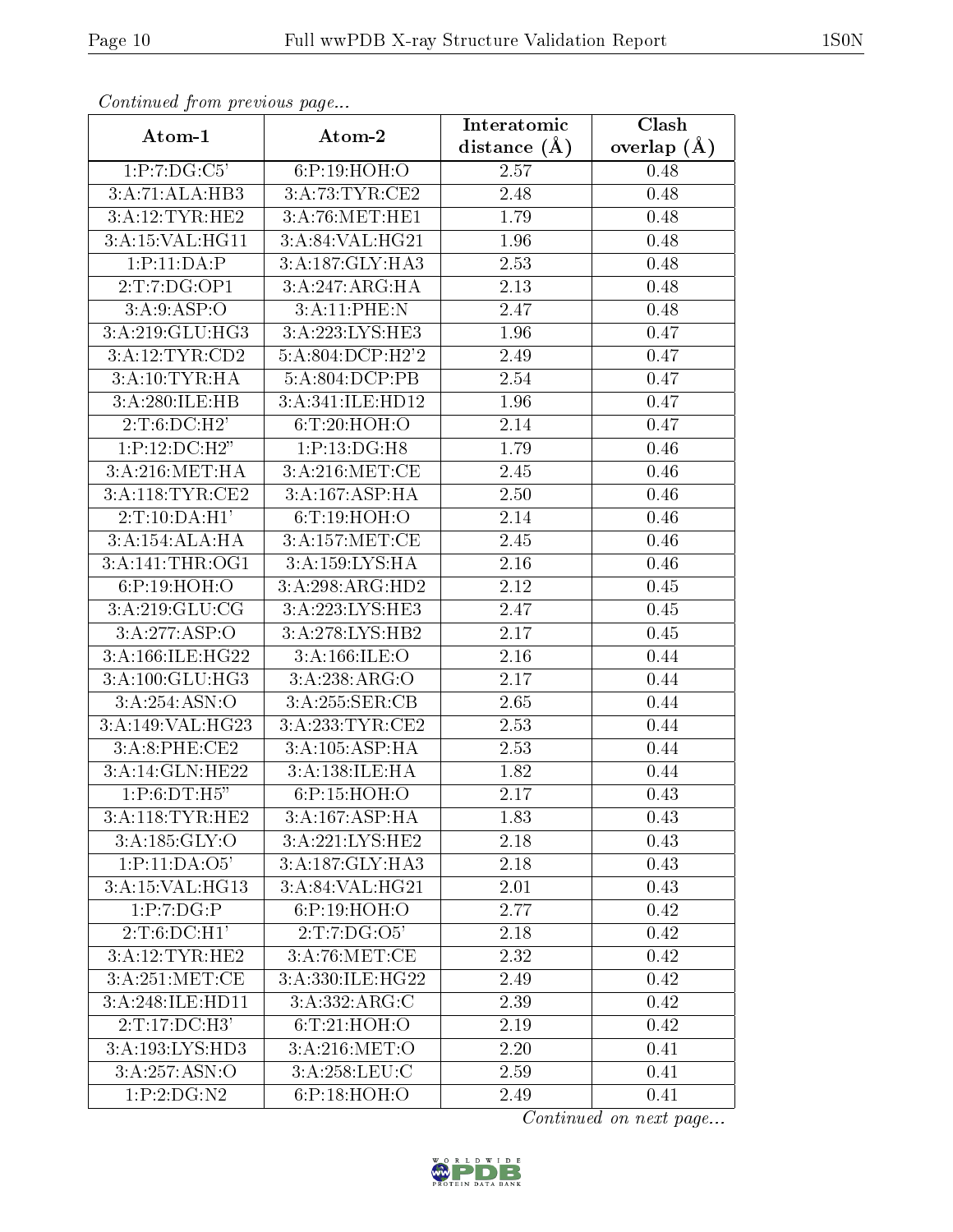*Continued from previous page...*

| Atom-1 | Atom-2 | Interatomic distance (Å) | Clash overlap (Å) |
|---|---|---|---|
| 1:P:7:DG:C5' | 6:P:19:HOH:O | 2.57 | 0.48 |
| 3:A:71:ALA:HB3 | 3:A:73:TYR:CE2 | 2.48 | 0.48 |
| 3:A:12:TYR:HE2 | 3:A:76:MET:HE1 | 1.79 | 0.48 |
| 3:A:15:VAL:HG11 | 3:A:84:VAL:HG21 | 1.96 | 0.48 |
| 1:P:11:DA:P | 3:A:187:GLY:HA3 | 2.53 | 0.48 |
| 2:T:7:DG:OP1 | 3:A:247:ARG:HA | 2.13 | 0.48 |
| 3:A:9:ASP:O | 3:A:11:PHE:N | 2.47 | 0.48 |
| 3:A:219:GLU:HG3 | 3:A:223:LYS:HE3 | 1.96 | 0.47 |
| 3:A:12:TYR:CD2 | 5:A:804:DCP:H2'2 | 2.49 | 0.47 |
| 3:A:10:TYR:HA | 5:A:804:DCP:PB | 2.54 | 0.47 |
| 3:A:280:ILE:HB | 3:A:341:ILE:HD12 | 1.96 | 0.47 |
| 2:T:6:DC:H2' | 6:T:20:HOH:O | 2.14 | 0.47 |
| 1:P:12:DC:H2" | 1:P:13:DG:H8 | 1.79 | 0.46 |
| 3:A:216:MET:HA | 3:A:216:MET:CE | 2.45 | 0.46 |
| 3:A:118:TYR:CE2 | 3:A:167:ASP:HA | 2.50 | 0.46 |
| 2:T:10:DA:H1' | 6:T:19:HOH:O | 2.14 | 0.46 |
| 3:A:154:ALA:HA | 3:A:157:MET:CE | 2.45 | 0.46 |
| 3:A:141:THR:OG1 | 3:A:159:LYS:HA | 2.16 | 0.46 |
| 6:P:19:HOH:O | 3:A:298:ARG:HD2 | 2.12 | 0.45 |
| 3:A:219:GLU:CG | 3:A:223:LYS:HE3 | 2.47 | 0.45 |
| 3:A:277:ASP:O | 3:A:278:LYS:HB2 | 2.17 | 0.45 |
| 3:A:166:ILE:HG22 | 3:A:166:ILE:O | 2.16 | 0.44 |
| 3:A:100:GLU:HG3 | 3:A:238:ARG:O | 2.17 | 0.44 |
| 3:A:254:ASN:O | 3:A:255:SER:CB | 2.65 | 0.44 |
| 3:A:149:VAL:HG23 | 3:A:233:TYR:CE2 | 2.53 | 0.44 |
| 3:A:8:PHE:CE2 | 3:A:105:ASP:HA | 2.53 | 0.44 |
| 3:A:14:GLN:HE22 | 3:A:138:ILE:HA | 1.82 | 0.44 |
| 1:P:6:DT:H5" | 6:P:15:HOH:O | 2.17 | 0.43 |
| 3:A:118:TYR:HE2 | 3:A:167:ASP:HA | 1.83 | 0.43 |
| 3:A:185:GLY:O | 3:A:221:LYS:HE2 | 2.18 | 0.43 |
| 1:P:11:DA:O5' | 3:A:187:GLY:HA3 | 2.18 | 0.43 |
| 3:A:15:VAL:HG13 | 3:A:84:VAL:HG21 | 2.01 | 0.43 |
| 1:P:7:DG:P | 6:P:19:HOH:O | 2.77 | 0.42 |
| 2:T:6:DC:H1' | 2:T:7:DG:O5' | 2.18 | 0.42 |
| 3:A:12:TYR:HE2 | 3:A:76:MET:CE | 2.32 | 0.42 |
| 3:A:251:MET:CE | 3:A:330:ILE:HG22 | 2.49 | 0.42 |
| 3:A:248:ILE:HD11 | 3:A:332:ARG:C | 2.39 | 0.42 |
| 2:T:17:DC:H3' | 6:T:21:HOH:O | 2.19 | 0.42 |
| 3:A:193:LYS:HD3 | 3:A:216:MET:O | 2.20 | 0.41 |
| 3:A:257:ASN:O | 3:A:258:LEU:C | 2.59 | 0.41 |
| 1:P:2:DG:N2 | 6:P:18:HOH:O | 2.49 | 0.41 |

*Continued on next page...*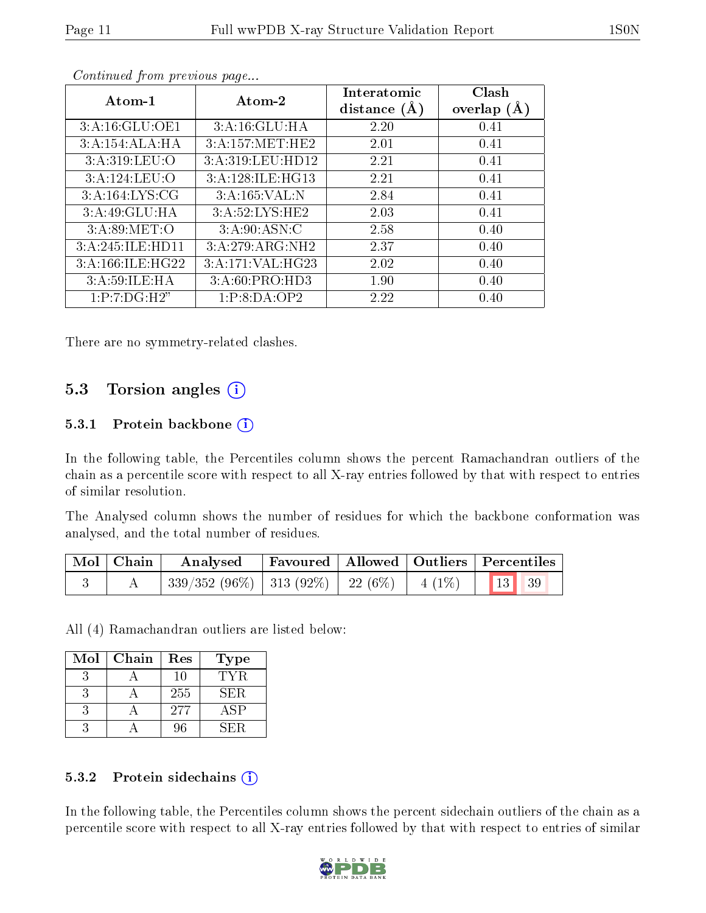*Continued from previous page...*

| Atom-1 | Atom-2 | Interatomic distance (Å) | Clash overlap (Å) |
|---|---|---|---|
| 3:A:16:GLU:OE1 | 3:A:16:GLU:HA | 2.20 | 0.41 |
| 3:A:154:ALA:HA | 3:A:157:MET:HE2 | 2.01 | 0.41 |
| 3:A:319:LEU:O | 3:A:319:LEU:HD12 | 2.21 | 0.41 |
| 3:A:124:LEU:O | 3:A:128:ILE:HG13 | 2.21 | 0.41 |
| 3:A:164:LYS:CG | 3:A:165:VAL:N | 2.84 | 0.41 |
| 3:A:49:GLU:HA | 3:A:52:LYS:HE2 | 2.03 | 0.41 |
| 3:A:89:MET:O | 3:A:90:ASN:C | 2.58 | 0.40 |
| 3:A:245:ILE:HD11 | 3:A:279:ARG:NH2 | 2.37 | 0.40 |
| 3:A:166:ILE:HG22 | 3:A:171:VAL:HG23 | 2.02 | 0.40 |
| 3:A:59:ILE:HA | 3:A:60:PRO:HD3 | 1.90 | 0.40 |
| 1:P:7:DG:H2" | 1:P:8:DA:OP2 | 2.22 | 0.40 |

There are no symmetry-related clashes.

## 5.3 Torsion angles

### 5.3.1 Protein backbone

In the following table, the Percentiles column shows the percent Ramachandran outliers of the chain as a percentile score with respect to all X-ray entries followed by that with respect to entries of similar resolution.

The Analysed column shows the number of residues for which the backbone conformation was analysed, and the total number of residues.

| Mol | Chain | Analysed | Favoured | Allowed | Outliers | Percentiles | |
|---|---|---|---|---|---|---|---|
| 3 | A | 339/352 (96%) | 313 (92%) | 22 (6%) | 4 (1%) | 13 | 39 |

All (4) Ramachandran outliers are listed below:

| Mol | Chain | Res | Type |
|---|---|---|---|
| 3 | A | 10 | TYR |
| 3 | A | 255 | SER |
| 3 | A | 277 | ASP |
| 3 | A | 96 | SER |

### 5.3.2 Protein sidechains

In the following table, the Percentiles column shows the percent sidechain outliers of the chain as a percentile score with respect to all X-ray entries followed by that with respect to entries of similar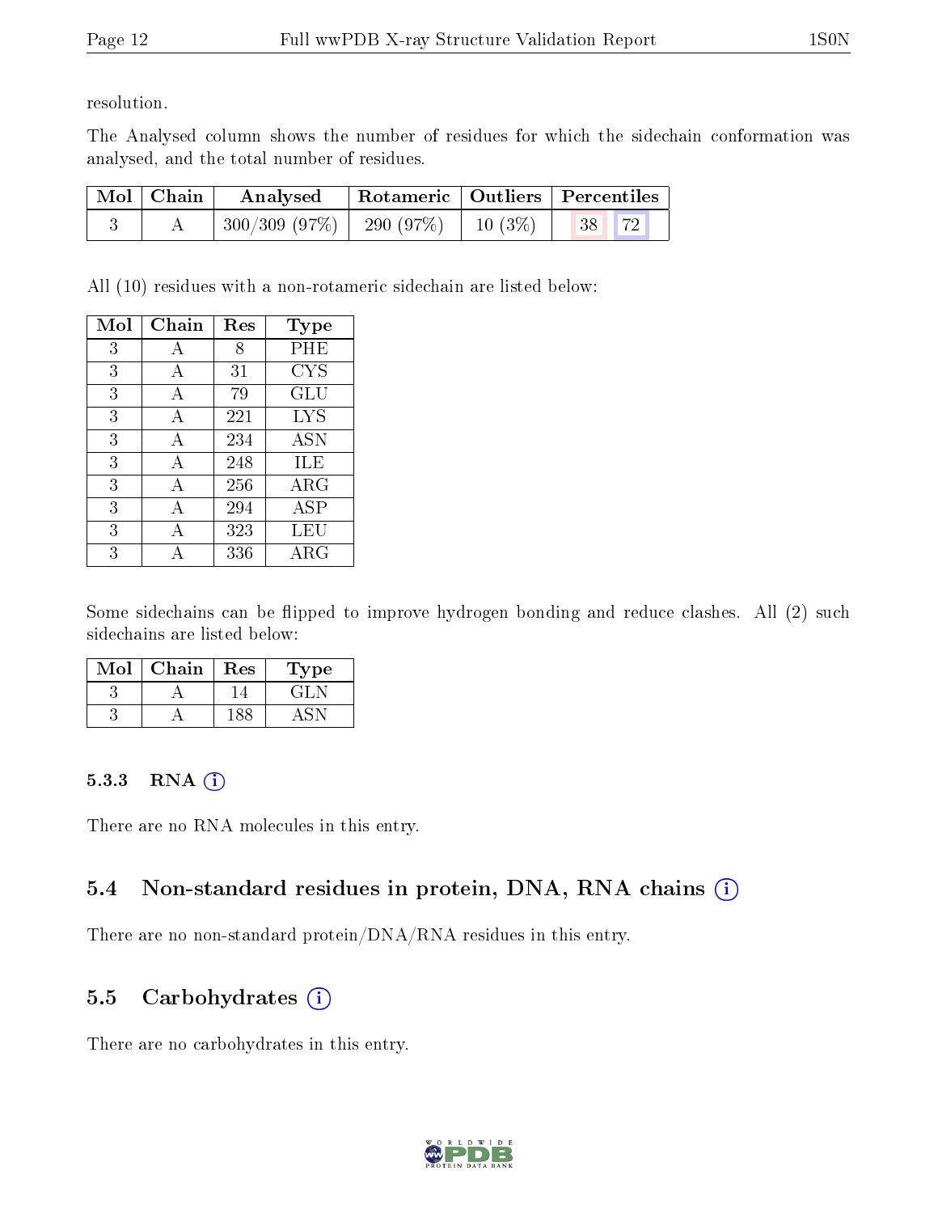resolution.

The Analysed column shows the number of residues for which the sidechain conformation was analysed, and the total number of residues.

| Mol | Chain | Analysed | Rotameric | Outliers | Percentiles | |
|---|---|---|---|---|---|---|
| 3 | A | 300/309 (97%) | 290 (97%) | 10 (3%) | 38 | 72 |

All (10) residues with a non-rotameric sidechain are listed below:

| Mol | Chain | Res | Type |
|---|---|---|---|
| 3 | A | 8 | PHE |
| 3 | A | 31 | CYS |
| 3 | A | 79 | GLU |
| 3 | A | 221 | LYS |
| 3 | A | 234 | ASN |
| 3 | A | 248 | ILE |
| 3 | A | 256 | ARG |
| 3 | A | 294 | ASP |
| 3 | A | 323 | LEU |
| 3 | A | 336 | ARG |

Some sidechains can be flipped to improve hydrogen bonding and reduce clashes. All (2) such sidechains are listed below:

| Mol | Chain | Res | Type |
|---|---|---|---|
| 3 | A | 14 | GLN |
| 3 | A | 188 | ASN |

### 5.3.3 RNA

There are no RNA molecules in this entry.

## 5.4 Non-standard residues in protein, DNA, RNA chains

There are no non-standard protein/DNA/RNA residues in this entry.

## 5.5 Carbohydrates

There are no carbohydrates in this entry.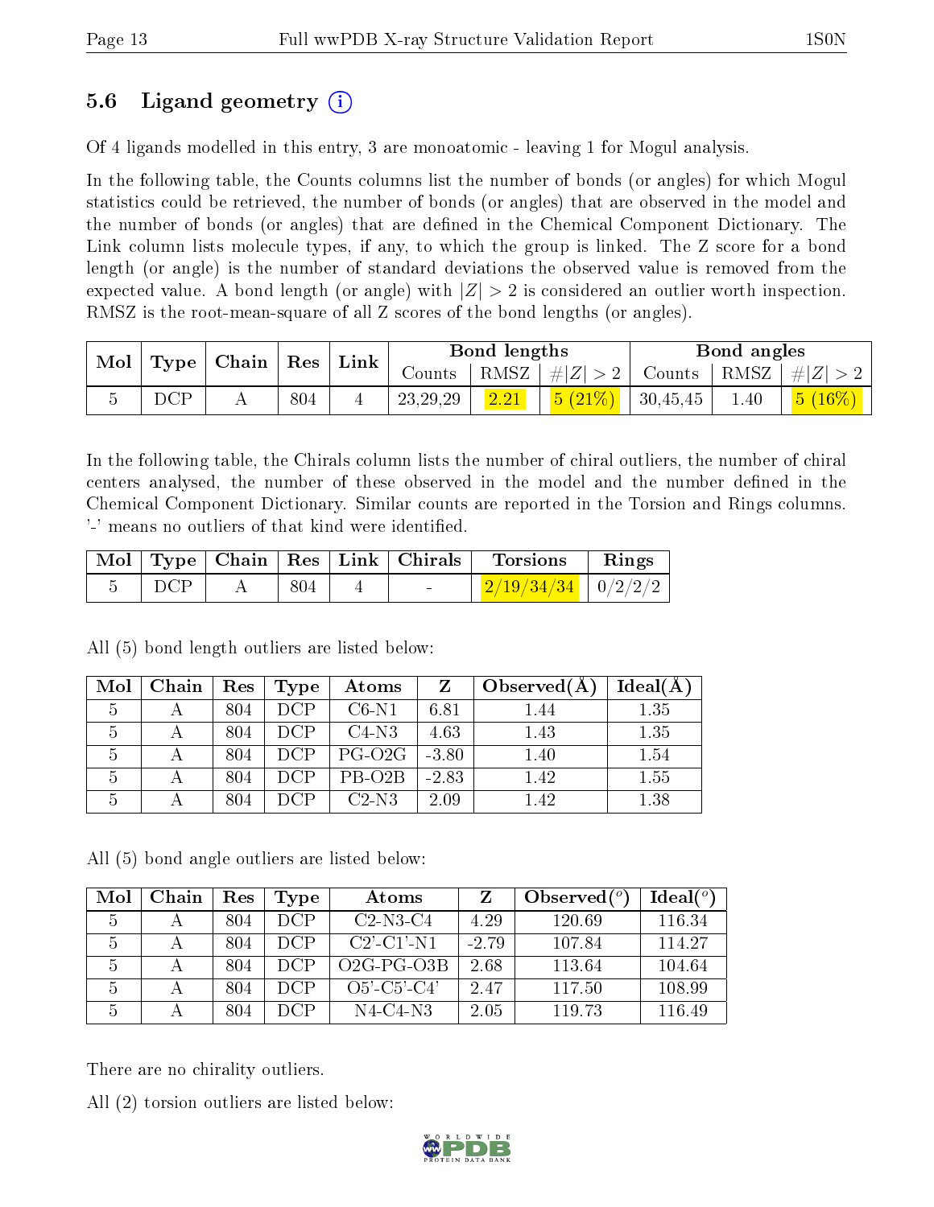## 5.6 Ligand geometry (i)

Of 4 ligands modelled in this entry, 3 are monoatomic - leaving 1 for Mogul analysis.

In the following table, the Counts columns list the number of bonds (or angles) for which Mogul statistics could be retrieved, the number of bonds (or angles) that are observed in the model and the number of bonds (or angles) that are defined in the Chemical Component Dictionary. The Link column lists molecule types, if any, to which the group is linked. The Z score for a bond length (or angle) is the number of standard deviations the observed value is removed from the expected value. A bond length (or angle) with $|Z| > 2$ is considered an outlier worth inspection. RMSZ is the root-mean-square of all Z scores of the bond lengths (or angles).

| Mol | Type | Chain | Res | Link | Bond lengths | | | Bond angles | | |
|---|---|---|---|---|---|---|---|---|---|---|
| | | | | | Counts | RMSZ | $\#\|Z\| > 2$ | Counts | RMSZ | $\#\|Z\| > 2$ |
| 5 | DCP | A | 804 | 4 | 23,29,29 | 2.21 | 5 (21%) | 30,45,45 | 1.40 | 5 (16%) |

In the following table, the Chirals column lists the number of chiral outliers, the number of chiral centers analysed, the number of these observed in the model and the number defined in the Chemical Component Dictionary. Similar counts are reported in the Torsion and Rings columns. '-' means no outliers of that kind were identified.

| Mol | Type | Chain | Res | Link | Chirals | Torsions | Rings |
|---|---|---|---|---|---|---|---|
| 5 | DCP | A | 804 | 4 | - | 2/19/34/34 | 0/2/2/2 |

All (5) bond length outliers are listed below:

| Mol | Chain | Res | Type | Atoms | Z | Observed(Å) | Ideal(Å) |
|---|---|---|---|---|---|---|---|
| 5 | A | 804 | DCP | C6-N1 | 6.81 | 1.44 | 1.35 |
| 5 | A | 804 | DCP | C4-N3 | 4.63 | 1.43 | 1.35 |
| 5 | A | 804 | DCP | PG-O2G | -3.80 | 1.40 | 1.54 |
| 5 | A | 804 | DCP | PB-O2B | -2.83 | 1.42 | 1.55 |
| 5 | A | 804 | DCP | C2-N3 | 2.09 | 1.42 | 1.38 |

All (5) bond angle outliers are listed below:

| Mol | Chain | Res | Type | Atoms | Z | Observed(°) | Ideal(°) |
|---|---|---|---|---|---|---|---|
| 5 | A | 804 | DCP | C2-N3-C4 | 4.29 | 120.69 | 116.34 |
| 5 | A | 804 | DCP | C2'-C1'-N1 | -2.79 | 107.84 | 114.27 |
| 5 | A | 804 | DCP | O2G-PG-O3B | 2.68 | 113.64 | 104.64 |
| 5 | A | 804 | DCP | O5'-C5'-C4' | 2.47 | 117.50 | 108.99 |
| 5 | A | 804 | DCP | N4-C4-N3 | 2.05 | 119.73 | 116.49 |

There are no chirality outliers.

All (2) torsion outliers are listed below: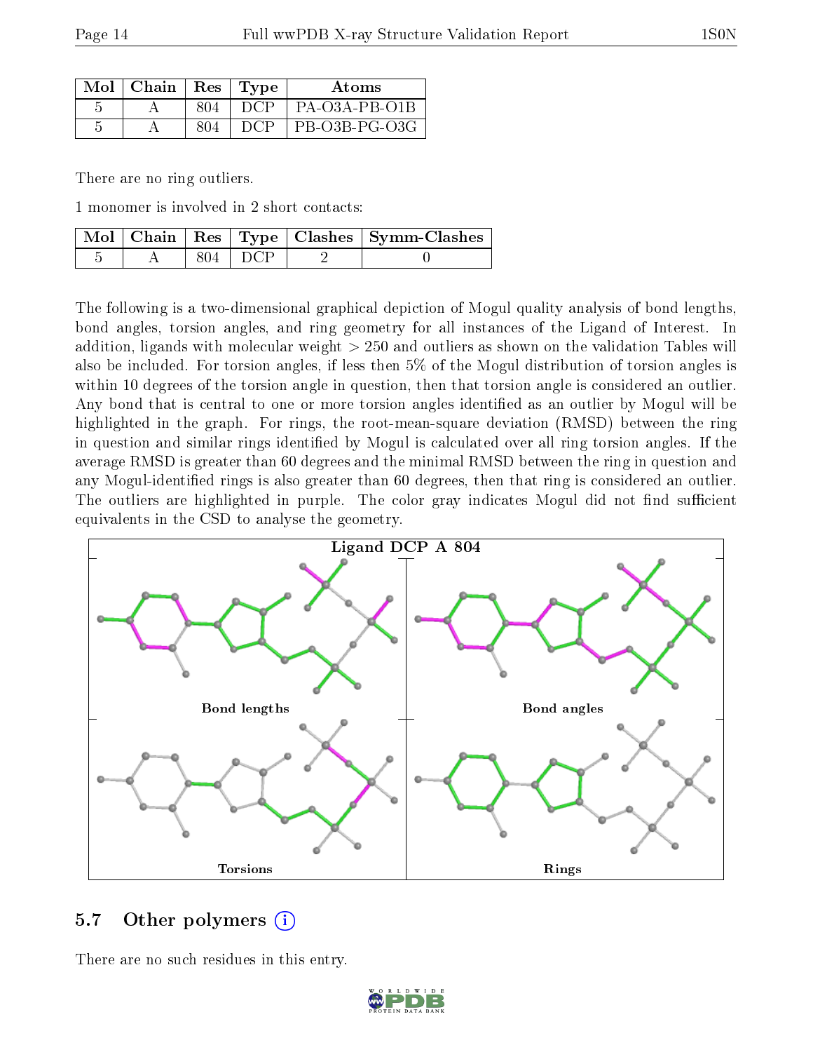| Mol | Chain | Res | Type | Atoms |
|---|---|---|---|---|
| 5 | A | 804 | DCP | PA-O3A-PB-O1B |
| 5 | A | 804 | DCP | PB-O3B-PG-O3G |

There are no ring outliers.

1 monomer is involved in 2 short contacts:

| Mol | Chain | Res | Type | Clashes | Symm-Clashes |
|---|---|---|---|---|---|
| 5 | A | 804 | DCP | 2 | 0 |

The following is a two-dimensional graphical depiction of Mogul quality analysis of bond lengths, bond angles, torsion angles, and ring geometry for all instances of the Ligand of Interest. In addition, ligands with molecular weight > 250 and outliers as shown on the validation Tables will also be included. For torsion angles, if less then 5% of the Mogul distribution of torsion angles is within 10 degrees of the torsion angle in question, then that torsion angle is considered an outlier. Any bond that is central to one or more torsion angles identified as an outlier by Mogul will be highlighted in the graph. For rings, the root-mean-square deviation (RMSD) between the ring in question and similar rings identified by Mogul is calculated over all ring torsion angles. If the average RMSD is greater than 60 degrees and the minimal RMSD between the ring in question and any Mogul-identified rings is also greater than 60 degrees, then that ring is considered an outlier. The outliers are highlighted in purple. The color gray indicates Mogul did not find sufficient equivalents in the CSD to analyse the geometry.

Ligand DCP A 804

Bond lengths

Bond angles

Torsions

Rings

## 5.7 Other polymers

There are no such residues in this entry.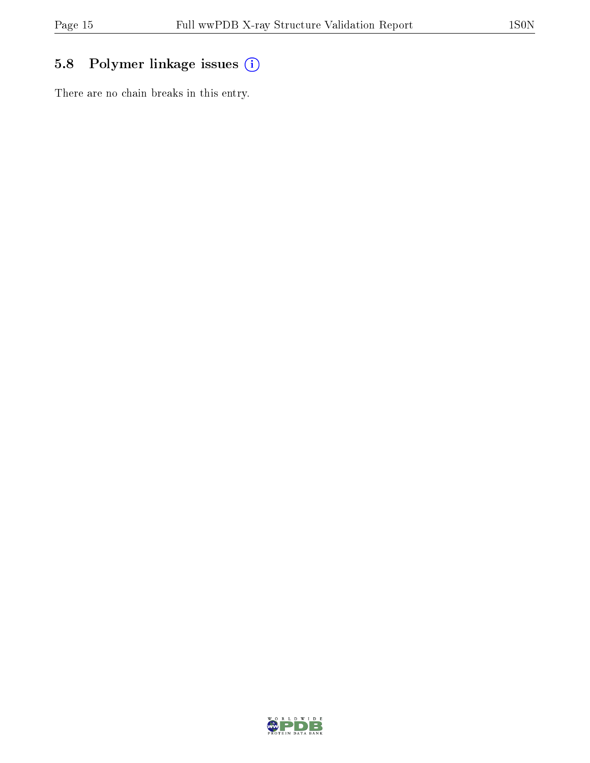### 5.8 Polymer linkage issues

There are no chain breaks in this entry.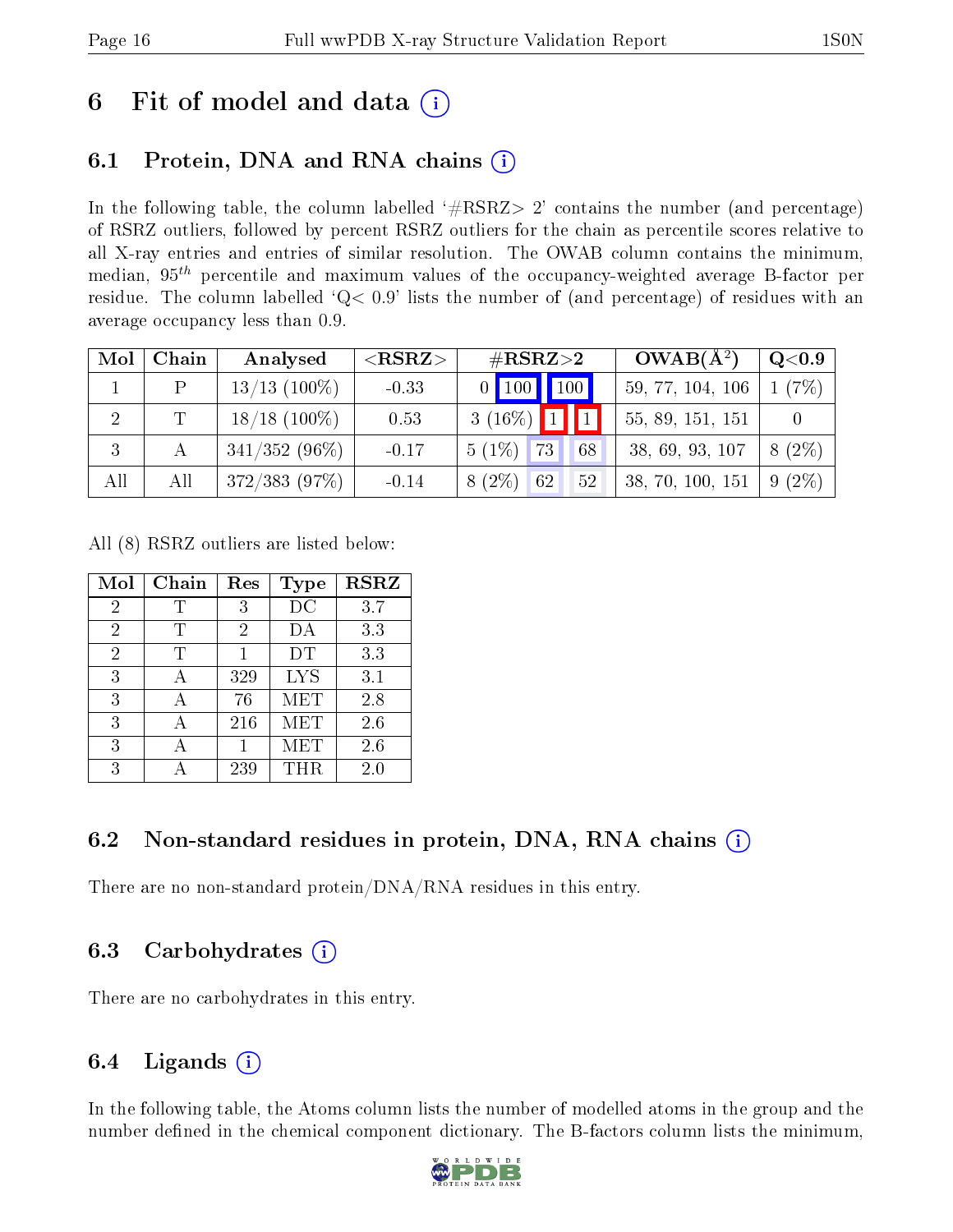# 6 Fit of model and data (i)

## 6.1 Protein, DNA and RNA chains (i)

In the following table, the column labelled '#RSRZ> 2' contains the number (and percentage) of RSRZ outliers, followed by percent RSRZ outliers for the chain as percentile scores relative to all X-ray entries and entries of similar resolution. The OWAB column contains the minimum, median, $95^{th}$ percentile and maximum values of the occupancy-weighted average B-factor per residue. The column labelled 'Q< 0.9' lists the number of (and percentage) of residues with an average occupancy less than 0.9.

| Mol | Chain | Analysed | <RSRZ> | #RSRZ>2 | | | OWAB(Å²) | Q<0.9 |
|---|---|---|---|---|---|---|---|---|
| 1 | P | 13/13 (100%) | -0.33 | 0 | 100 | 100 | 59, 77, 104, 106 | 1 (7%) |
| 2 | T | 18/18 (100%) | 0.53 | 3 (16%) | 1 | 1 | 55, 89, 151, 151 | 0 |
| 3 | A | 341/352 (96%) | -0.17 | 5 (1%) | 73 | 68 | 38, 69, 93, 107 | 8 (2%) |
| All | All | 372/383 (97%) | -0.14 | 8 (2%) | 62 | 52 | 38, 70, 100, 151 | 9 (2%) |

All (8) RSRZ outliers are listed below:

| Mol | Chain | Res | Type | RSRZ |
|---|---|---|---|---|
| 2 | T | 3 | DC | 3.7 |
| 2 | T | 2 | DA | 3.3 |
| 2 | T | 1 | DT | 3.3 |
| 3 | A | 329 | LYS | 3.1 |
| 3 | A | 76 | MET | 2.8 |
| 3 | A | 216 | MET | 2.6 |
| 3 | A | 1 | MET | 2.6 |
| 3 | A | 239 | THR | 2.0 |

## 6.2 Non-standard residues in protein, DNA, RNA chains (i)

There are no non-standard protein/DNA/RNA residues in this entry.

## 6.3 Carbohydrates (i)

There are no carbohydrates in this entry.

## 6.4 Ligands (i)

In the following table, the Atoms column lists the number of modelled atoms in the group and the number defined in the chemical component dictionary. The B-factors column lists the minimum,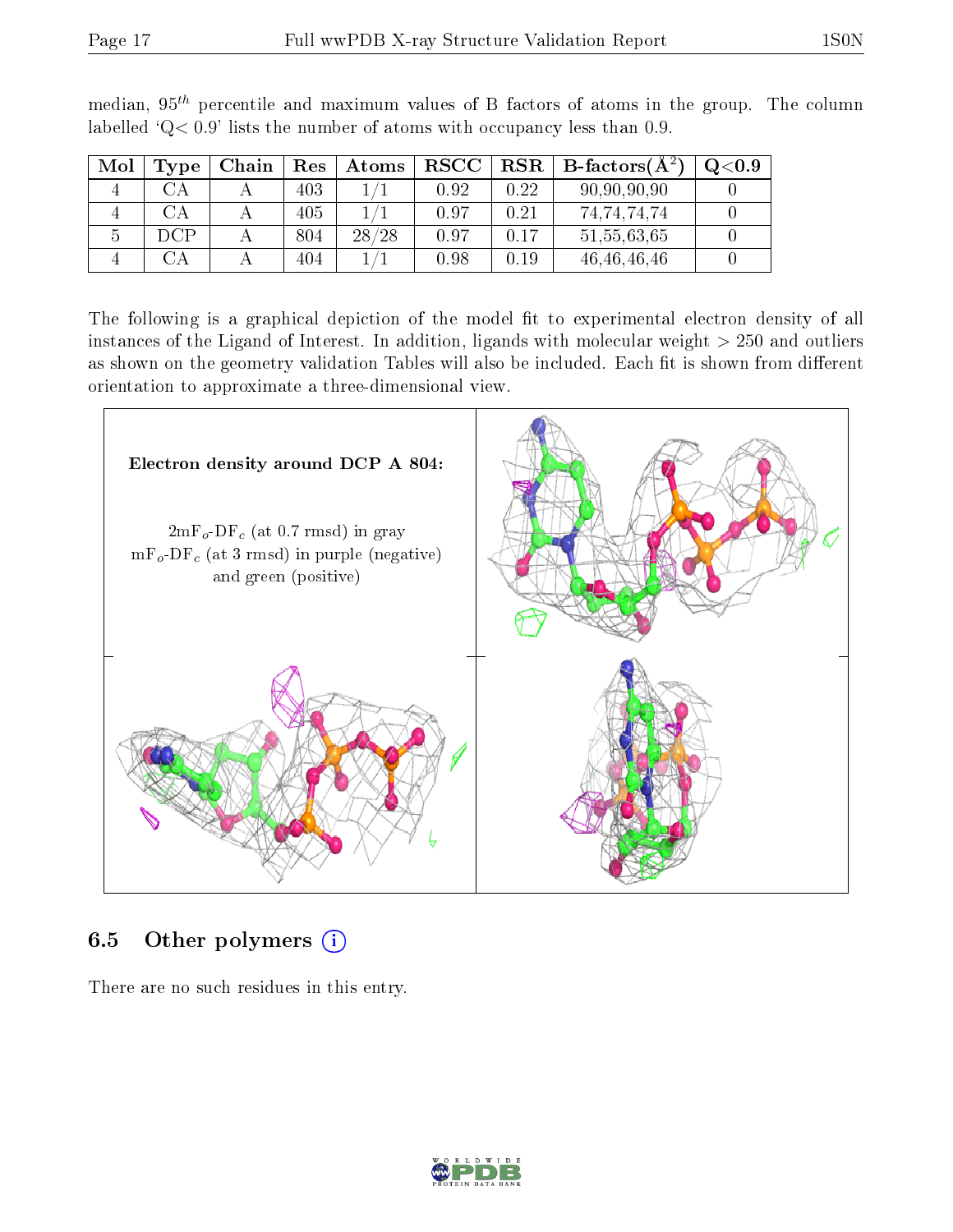median, $95^{th}$ percentile and maximum values of B factors of atoms in the group. The column labelled 'Q< 0.9' lists the number of atoms with occupancy less than 0.9.

| Mol | Type | Chain | Res | Atoms | RSCC | RSR | B-factors($\AA^2$) | Q<0.9 |
|---|---|---|---|---|---|---|---|---|
| 4 | CA | A | 403 | 1/1 | 0.92 | 0.22 | 90,90,90,90 | 0 |
| 4 | CA | A | 405 | 1/1 | 0.97 | 0.21 | 74,74,74,74 | 0 |
| 5 | DCP | A | 804 | 28/28 | 0.97 | 0.17 | 51,55,63,65 | 0 |
| 4 | CA | A | 404 | 1/1 | 0.98 | 0.19 | 46,46,46,46 | 0 |

The following is a graphical depiction of the model fit to experimental electron density of all instances of the Ligand of Interest. In addition, ligands with molecular weight > 250 and outliers as shown on the geometry validation Tables will also be included. Each fit is shown from different orientation to approximate a three-dimensional view.

**Electron density around DCP A 804:**

$2mF_o$-$DF_c$ (at 0.7 rmsd) in gray
$mF_o$-$DF_c$ (at 3 rmsd) in purple (negative) and green (positive)

## 6.5 Other polymers

There are no such residues in this entry.